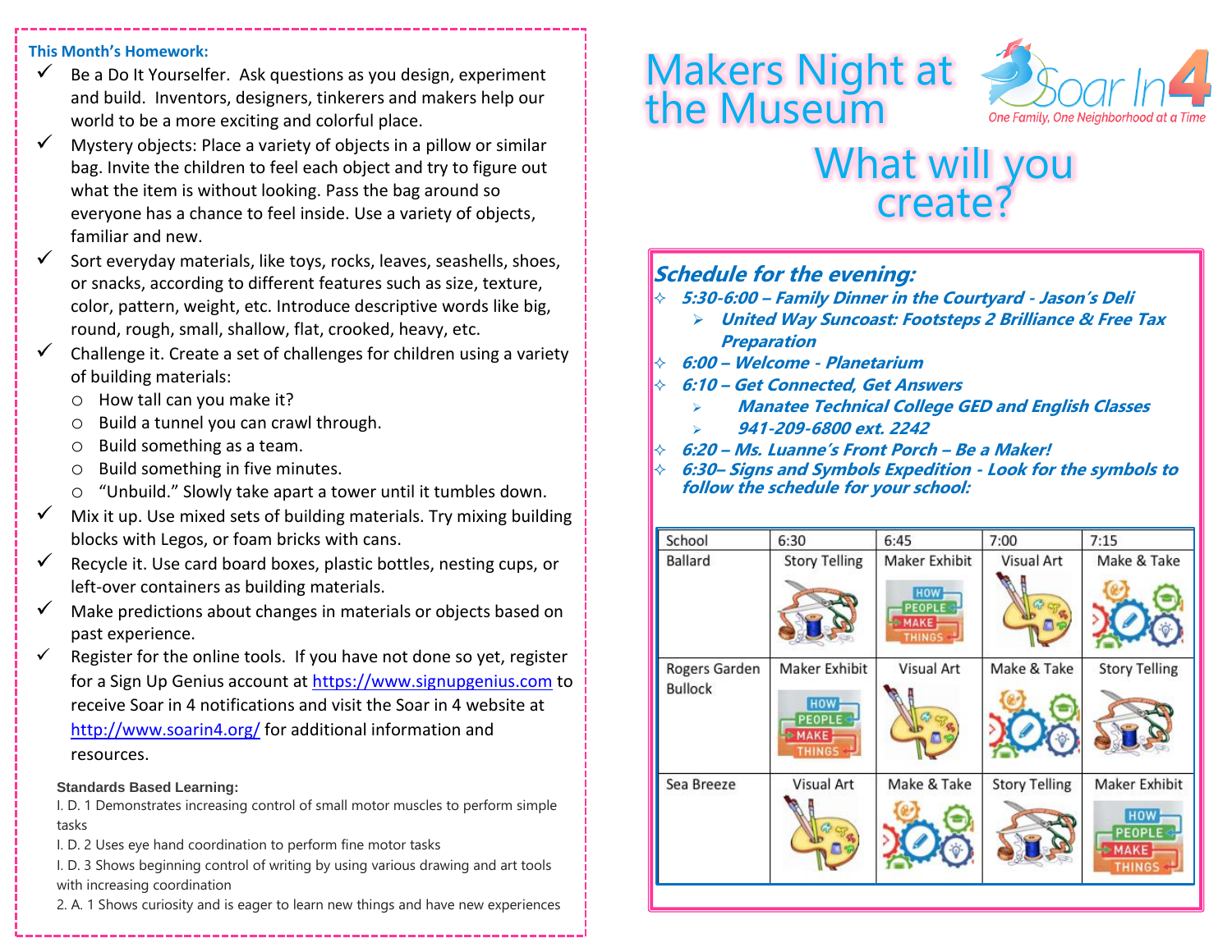**This Month's Homework:**

- ✓ Be a Do It Yourselfer. Ask questions as you design, experiment and build. Inventors, designers, tinkerers and makers help our world to be a more exciting and colorful place.
- ✓ Mystery objects: Place a variety of objects in a pillow or similar bag. Invite the children to feel each object and try to figure out what the item is without looking. Pass the bag around so everyone has a chance to feel inside. Use a variety of objects, familiar and new.
- ✓ Sort everyday materials, like toys, rocks, leaves, seashells, shoes, or snacks, according to different features such as size, texture, color, pattern, weight, etc. Introduce descriptive words like big, round, rough, small, shallow, flat, crooked, heavy, etc.
- ✓ Challenge it. Create a set of challenges for children using a variety of building materials:
  - How tall can you make it?
  - Build a tunnel you can crawl through.
  - Build something as a team.
  - Build something in five minutes.
  - "Unbuild." Slowly take apart a tower until it tumbles down.
- ✓ Mix it up. Use mixed sets of building materials. Try mixing building blocks with Legos, or foam bricks with cans.
- ✓ Recycle it. Use card board boxes, plastic bottles, nesting cups, or left-over containers as building materials.
- ✓ Make predictions about changes in materials or objects based on past experience.
- ✓ Register for the online tools. If you have not done so yet, register for a Sign Up Genius account at https://www.signupgenius.com to receive Soar in 4 notifications and visit the Soar in 4 website at http://www.soarin4.org/ for additional information and resources.

**Standards Based Learning:**

I. D. 1 Demonstrates increasing control of small motor muscles to perform simple tasks

I. D. 2 Uses eye hand coordination to perform fine motor tasks

I. D. 3 Shows beginning control of writing by using various drawing and art tools with increasing coordination

2. A. 1 Shows curiosity and is eager to learn new things and have new experiences

# Makers Night at the Museum

Soar In 4 — *One Family, One Neighborhood at a Time*

## What will you create?

### *Schedule for the evening:*

- ***5:30-6:00 – Family Dinner in the Courtyard - Jason's Deli***
  - ***United Way Suncoast: Footsteps 2 Brilliance & Free Tax Preparation***
- ***6:00 – Welcome - Planetarium***
- ***6:10 – Get Connected, Get Answers***
  - ***Manatee Technical College GED and English Classes***
  - ***941-209-6800 ext. 2242***
- ***6:20 – Ms. Luanne's Front Porch – Be a Maker!***
- ***6:30– Signs and Symbols Expedition - Look for the symbols to follow the schedule for your school:***

| School | 6:30 | 6:45 | 7:00 | 7:15 |
| --- | --- | --- | --- | --- |
| Ballard | Story Telling | Maker Exhibit | Visual Art | Make & Take |
| Rogers Garden Bullock | Maker Exhibit | Visual Art | Make & Take | Story Telling |
| Sea Breeze | Visual Art | Make & Take | Story Telling | Maker Exhibit |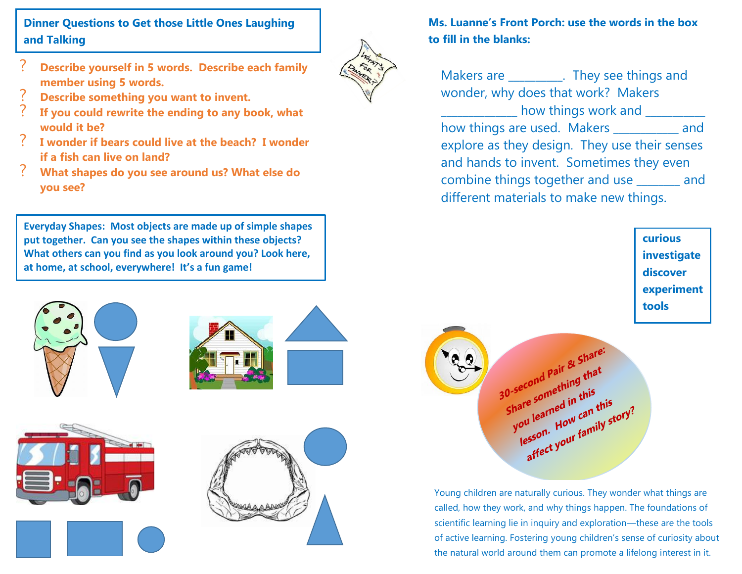## Dinner Questions to Get those Little Ones Laughing and Talking

- **Describe yourself in 5 words. Describe each family member using 5 words.**
- **Describe something you want to invent.**
- **If you could rewrite the ending to any book, what would it be?**
- **I wonder if bears could live at the beach? I wonder if a fish can live on land?**
- **What shapes do you see around us? What else do you see?**

**Everyday Shapes: Most objects are made up of simple shapes put together. Can you see the shapes within these objects? What others can you find as you look around you? Look here, at home, at school, everywhere! It's a fun game!**

## Ms. Luanne's Front Porch: use the words in the box to fill in the blanks:

Makers are _________. They see things and wonder, why does that work? Makers _____________ how things work and __________ how things are used. Makers ___________ and explore as they design. They use their senses and hands to invent. Sometimes they even combine things together and use _______ and different materials to make new things.

**curious**
**investigate**
**discover**
**experiment**
**tools**

*30-second Pair & Share: Share something that you learned in this lesson. How can this affect your family story?*

Young children are naturally curious. They wonder what things are called, how they work, and why things happen. The foundations of scientific learning lie in inquiry and exploration—these are the tools of active learning. Fostering young children's sense of curiosity about the natural world around them can promote a lifelong interest in it.